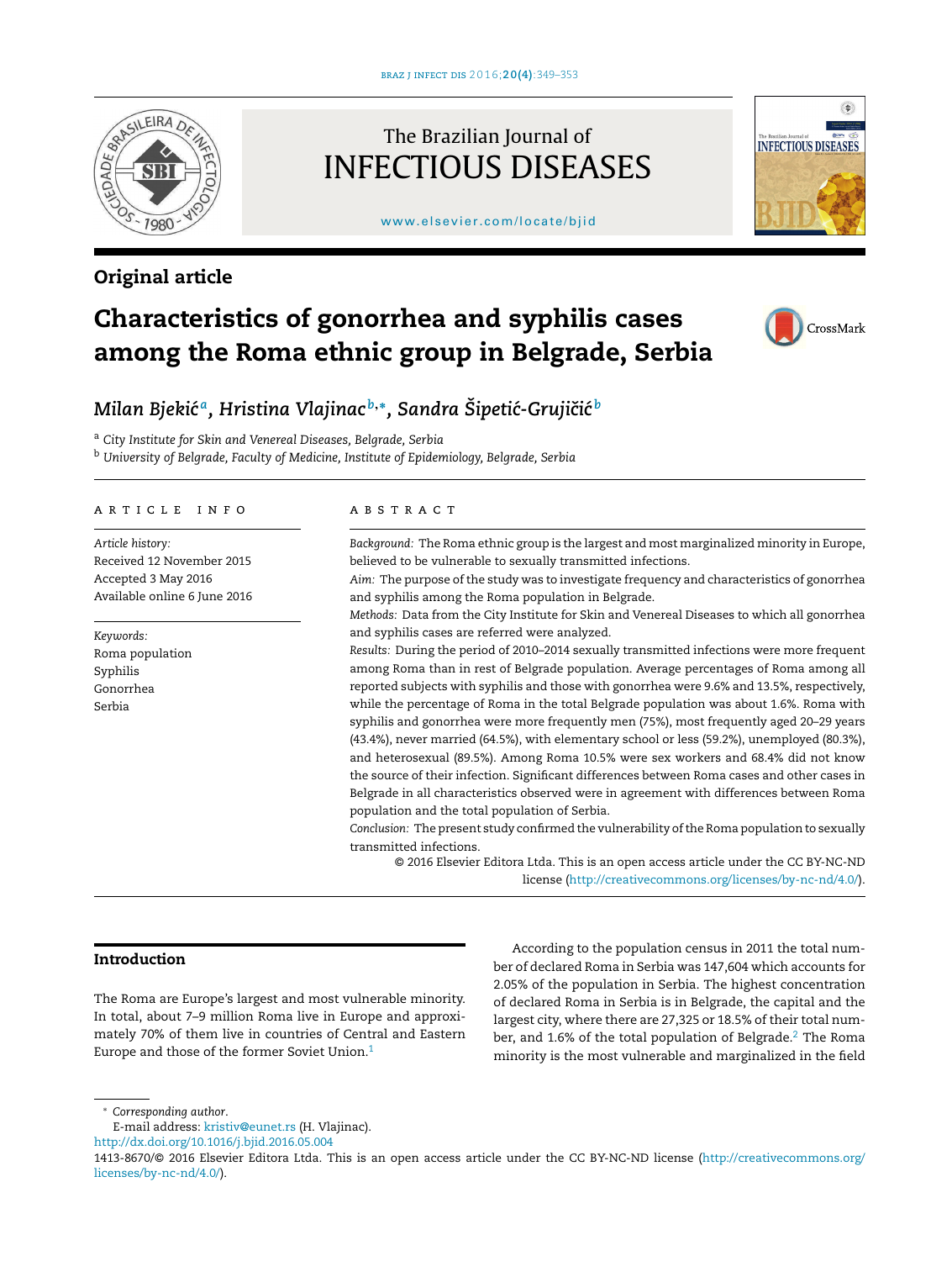Original article

# Characteristics of gonorrhea and syphilis cases among the Roma ethnic group in Belgrade, Serbia

Milan Bjekić[a], Hristina Vlajinac[b,*], Sandra Šipetić-Grujičić[b]

[a] City Institute for Skin and Venereal Diseases, Belgrade, Serbia

[b] University of Belgrade, Faculty of Medicine, Institute of Epidemiology, Belgrade, Serbia

## ARTICLE INFO

*Article history:*
Received 12 November 2015
Accepted 3 May 2016
Available online 6 June 2016

*Keywords:*
Roma population
Syphilis
Gonorrhea
Serbia

## ABSTRACT

*Background:* The Roma ethnic group is the largest and most marginalized minority in Europe, believed to be vulnerable to sexually transmitted infections.

*Aim:* The purpose of the study was to investigate frequency and characteristics of gonorrhea and syphilis among the Roma population in Belgrade.

*Methods:* Data from the City Institute for Skin and Venereal Diseases to which all gonorrhea and syphilis cases are referred were analyzed.

*Results:* During the period of 2010–2014 sexually transmitted infections were more frequent among Roma than in rest of Belgrade population. Average percentages of Roma among all reported subjects with syphilis and those with gonorrhea were 9.6% and 13.5%, respectively, while the percentage of Roma in the total Belgrade population was about 1.6%. Roma with syphilis and gonorrhea were more frequently men (75%), most frequently aged 20–29 years (43.4%), never married (64.5%), with elementary school or less (59.2%), unemployed (80.3%), and heterosexual (89.5%). Among Roma 10.5% were sex workers and 68.4% did not know the source of their infection. Significant differences between Roma cases and other cases in Belgrade in all characteristics observed were in agreement with differences between Roma population and the total population of Serbia.

*Conclusion:* The present study confirmed the vulnerability of the Roma population to sexually transmitted infections.

© 2016 Elsevier Editora Ltda. This is an open access article under the CC BY-NC-ND license (http://creativecommons.org/licenses/by-nc-nd/4.0/).

## Introduction

The Roma are Europe's largest and most vulnerable minority. In total, about 7–9 million Roma live in Europe and approximately 70% of them live in countries of Central and Eastern Europe and those of the former Soviet Union.[1]

According to the population census in 2011 the total number of declared Roma in Serbia was 147,604 which accounts for 2.05% of the population in Serbia. The highest concentration of declared Roma in Serbia is in Belgrade, the capital and the largest city, where there are 27,325 or 18.5% of their total number, and 1.6% of the total population of Belgrade.[2] The Roma minority is the most vulnerable and marginalized in the field

* Corresponding author.
E-mail address: kristiv@eunet.rs (H. Vlajinac).

http://dx.doi.org/10.1016/j.bjid.2016.05.004

1413-8670/© 2016 Elsevier Editora Ltda. This is an open access article under the CC BY-NC-ND license (http://creativecommons.org/licenses/by-nc-nd/4.0/).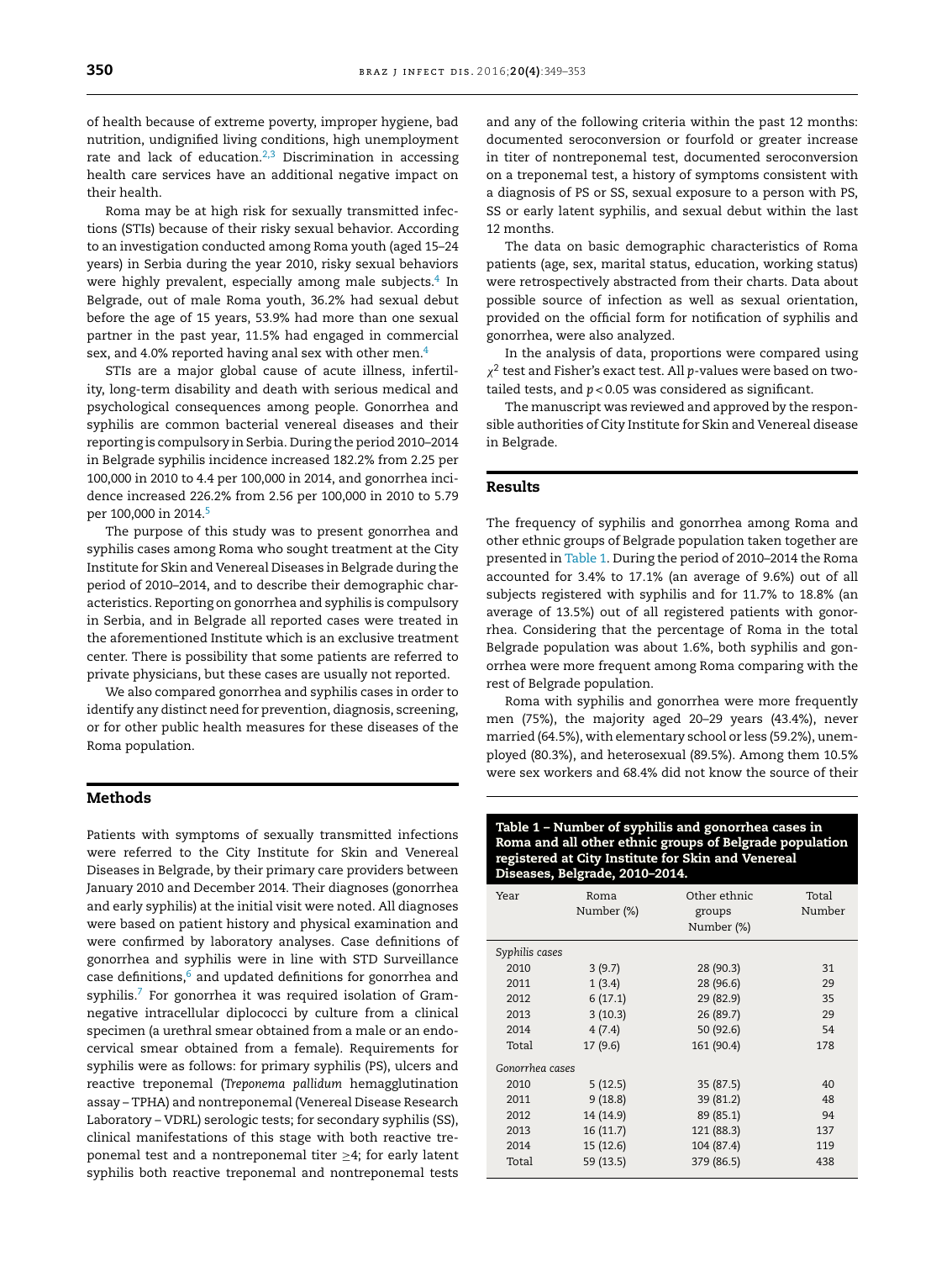of health because of extreme poverty, improper hygiene, bad nutrition, undignified living conditions, high unemployment rate and lack of education.[2,3] Discrimination in accessing health care services have an additional negative impact on their health.

Roma may be at high risk for sexually transmitted infections (STIs) because of their risky sexual behavior. According to an investigation conducted among Roma youth (aged 15–24 years) in Serbia during the year 2010, risky sexual behaviors were highly prevalent, especially among male subjects.[4] In Belgrade, out of male Roma youth, 36.2% had sexual debut before the age of 15 years, 53.9% had more than one sexual partner in the past year, 11.5% had engaged in commercial sex, and 4.0% reported having anal sex with other men.[4]

STIs are a major global cause of acute illness, infertility, long-term disability and death with serious medical and psychological consequences among people. Gonorrhea and syphilis are common bacterial venereal diseases and their reporting is compulsory in Serbia. During the period 2010–2014 in Belgrade syphilis incidence increased 182.2% from 2.25 per 100,000 in 2010 to 4.4 per 100,000 in 2014, and gonorrhea incidence increased 226.2% from 2.56 per 100,000 in 2010 to 5.79 per 100,000 in 2014.[5]

The purpose of this study was to present gonorrhea and syphilis cases among Roma who sought treatment at the City Institute for Skin and Venereal Diseases in Belgrade during the period of 2010–2014, and to describe their demographic characteristics. Reporting on gonorrhea and syphilis is compulsory in Serbia, and in Belgrade all reported cases were treated in the aforementioned Institute which is an exclusive treatment center. There is possibility that some patients are referred to private physicians, but these cases are usually not reported.

We also compared gonorrhea and syphilis cases in order to identify any distinct need for prevention, diagnosis, screening, or for other public health measures for these diseases of the Roma population.

## Methods

Patients with symptoms of sexually transmitted infections were referred to the City Institute for Skin and Venereal Diseases in Belgrade, by their primary care providers between January 2010 and December 2014. Their diagnoses (gonorrhea and early syphilis) at the initial visit were noted. All diagnoses were based on patient history and physical examination and were confirmed by laboratory analyses. Case definitions of gonorrhea and syphilis were in line with STD Surveillance case definitions,[6] and updated definitions for gonorrhea and syphilis.[7] For gonorrhea it was required isolation of Gram-negative intracellular diplococci by culture from a clinical specimen (a urethral smear obtained from a male or an endocervical smear obtained from a female). Requirements for syphilis were as follows: for primary syphilis (PS), ulcers and reactive treponemal (*Treponema pallidum* hemagglutination assay – TPHA) and nontreponemal (Venereal Disease Research Laboratory – VDRL) serologic tests; for secondary syphilis (SS), clinical manifestations of this stage with both reactive treponemal test and a nontreponemal titer $\geq$4; for early latent syphilis both reactive treponemal and nontreponemal tests and any of the following criteria within the past 12 months: documented seroconversion or fourfold or greater increase in titer of nontreponemal test, documented seroconversion on a treponemal test, a history of symptoms consistent with a diagnosis of PS or SS, sexual exposure to a person with PS, SS or early latent syphilis, and sexual debut within the last 12 months.

The data on basic demographic characteristics of Roma patients (age, sex, marital status, education, working status) were retrospectively abstracted from their charts. Data about possible source of infection as well as sexual orientation, provided on the official form for notification of syphilis and gonorrhea, were also analyzed.

In the analysis of data, proportions were compared using $\chi^2$ test and Fisher's exact test. All $p$-values were based on two-tailed tests, and $p < 0.05$ was considered as significant.

The manuscript was reviewed and approved by the responsible authorities of City Institute for Skin and Venereal disease in Belgrade.

## Results

The frequency of syphilis and gonorrhea among Roma and other ethnic groups of Belgrade population taken together are presented in Table 1. During the period of 2010–2014 the Roma accounted for 3.4% to 17.1% (an average of 9.6%) out of all subjects registered with syphilis and for 11.7% to 18.8% (an average of 13.5%) out of all registered patients with gonorrhea. Considering that the percentage of Roma in the total Belgrade population was about 1.6%, both syphilis and gonorrhea were more frequent among Roma comparing with the rest of Belgrade population.

Roma with syphilis and gonorrhea were more frequently men (75%), the majority aged 20–29 years (43.4%), never married (64.5%), with elementary school or less (59.2%), unemployed (80.3%), and heterosexual (89.5%). Among them 10.5% were sex workers and 68.4% did not know the source of their

**Table 1 – Number of syphilis and gonorrhea cases in Roma and all other ethnic groups of Belgrade population registered at City Institute for Skin and Venereal Diseases, Belgrade, 2010–2014.**

| Year | Roma Number (%) | Other ethnic groups Number (%) | Total Number |
|---|---|---|---|
| *Syphilis cases* | | | |
| 2010 | 3 (9.7) | 28 (90.3) | 31 |
| 2011 | 1 (3.4) | 28 (96.6) | 29 |
| 2012 | 6 (17.1) | 29 (82.9) | 35 |
| 2013 | 3 (10.3) | 26 (89.7) | 29 |
| 2014 | 4 (7.4) | 50 (92.6) | 54 |
| Total | 17 (9.6) | 161 (90.4) | 178 |
| *Gonorrhea cases* | | | |
| 2010 | 5 (12.5) | 35 (87.5) | 40 |
| 2011 | 9 (18.8) | 39 (81.2) | 48 |
| 2012 | 14 (14.9) | 89 (85.1) | 94 |
| 2013 | 16 (11.7) | 121 (88.3) | 137 |
| 2014 | 15 (12.6) | 104 (87.4) | 119 |
| Total | 59 (13.5) | 379 (86.5) | 438 |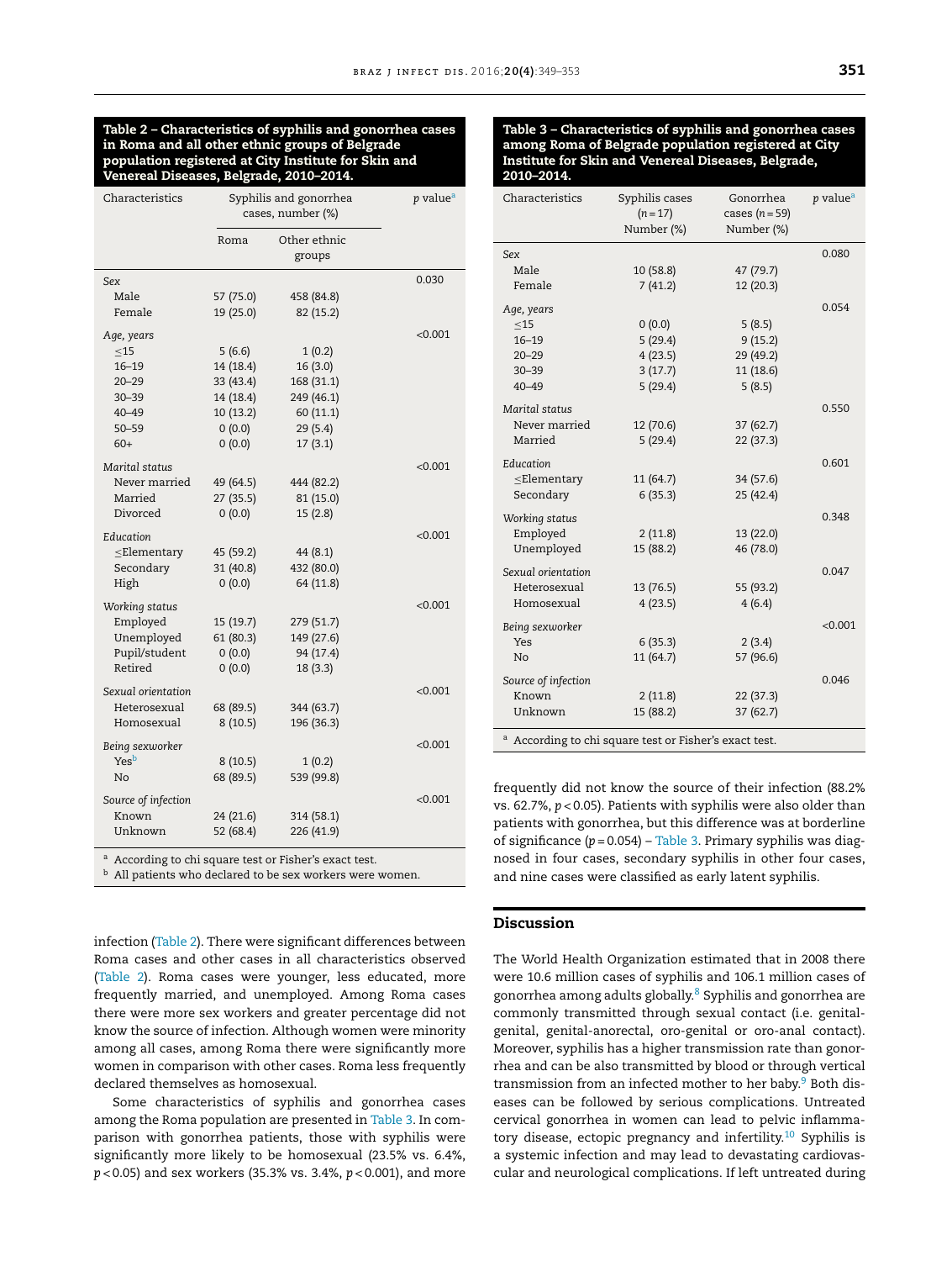**Table 2 – Characteristics of syphilis and gonorrhea cases in Roma and all other ethnic groups of Belgrade population registered at City Institute for Skin and Venereal Diseases, Belgrade, 2010–2014.**

| Characteristics | Syphilis and gonorrhea cases, number (%) | | p value[a] |
|---|---|---|---|
| | Roma | Other ethnic groups | |
| *Sex* | | | 0.030 |
| Male | 57 (75.0) | 458 (84.8) | |
| Female | 19 (25.0) | 82 (15.2) | |
| *Age, years* | | | <0.001 |
| ≤15 | 5 (6.6) | 1 (0.2) | |
| 16–19 | 14 (18.4) | 16 (3.0) | |
| 20–29 | 33 (43.4) | 168 (31.1) | |
| 30–39 | 14 (18.4) | 249 (46.1) | |
| 40–49 | 10 (13.2) | 60 (11.1) | |
| 50–59 | 0 (0.0) | 29 (5.4) | |
| 60+ | 0 (0.0) | 17 (3.1) | |
| *Marital status* | | | <0.001 |
| Never married | 49 (64.5) | 444 (82.2) | |
| Married | 27 (35.5) | 81 (15.0) | |
| Divorced | 0 (0.0) | 15 (2.8) | |
| *Education* | | | <0.001 |
| ≤Elementary | 45 (59.2) | 44 (8.1) | |
| Secondary | 31 (40.8) | 432 (80.0) | |
| High | 0 (0.0) | 64 (11.8) | |
| *Working status* | | | <0.001 |
| Employed | 15 (19.7) | 279 (51.7) | |
| Unemployed | 61 (80.3) | 149 (27.6) | |
| Pupil/student | 0 (0.0) | 94 (17.4) | |
| Retired | 0 (0.0) | 18 (3.3) | |
| *Sexual orientation* | | | <0.001 |
| Heterosexual | 68 (89.5) | 344 (63.7) | |
| Homosexual | 8 (10.5) | 196 (36.3) | |
| *Being sexworker* | | | <0.001 |
| Yes[b] | 8 (10.5) | 1 (0.2) | |
| No | 68 (89.5) | 539 (99.8) | |
| *Source of infection* | | | <0.001 |
| Known | 24 (21.6) | 314 (58.1) | |
| Unknown | 52 (68.4) | 226 (41.9) | |

[a] According to chi square test or Fisher's exact test.
[b] All patients who declared to be sex workers were women.

infection (Table 2). There were significant differences between Roma cases and other cases in all characteristics observed (Table 2). Roma cases were younger, less educated, more frequently married, and unemployed. Among Roma cases there were more sex workers and greater percentage did not know the source of infection. Although women were minority among all cases, among Roma there were significantly more women in comparison with other cases. Roma less frequently declared themselves as homosexual.

Some characteristics of syphilis and gonorrhea cases among the Roma population are presented in Table 3. In comparison with gonorrhea patients, those with syphilis were significantly more likely to be homosexual (23.5% vs. 6.4%, $p < 0.05$) and sex workers (35.3% vs. 3.4%, $p < 0.001$), and more frequently did not know the source of their infection (88.2% vs. 62.7%, $p < 0.05$). Patients with syphilis were also older than patients with gonorrhea, but this difference was at borderline of significance ($p = 0.054$) – Table 3. Primary syphilis was diagnosed in four cases, secondary syphilis in other four cases, and nine cases were classified as early latent syphilis.

**Table 3 – Characteristics of syphilis and gonorrhea cases among Roma of Belgrade population registered at City Institute for Skin and Venereal Diseases, Belgrade, 2010–2014.**

| Characteristics | Syphilis cases ($n = 17$) Number (%) | Gonorrhea cases ($n = 59$) Number (%) | p value[a] |
|---|---|---|---|
| *Sex* | | | 0.080 |
| Male | 10 (58.8) | 47 (79.7) | |
| Female | 7 (41.2) | 12 (20.3) | |
| *Age, years* | | | 0.054 |
| ≤15 | 0 (0.0) | 5 (8.5) | |
| 16–19 | 5 (29.4) | 9 (15.2) | |
| 20–29 | 4 (23.5) | 29 (49.2) | |
| 30–39 | 3 (17.7) | 11 (18.6) | |
| 40–49 | 5 (29.4) | 5 (8.5) | |
| *Marital status* | | | 0.550 |
| Never married | 12 (70.6) | 37 (62.7) | |
| Married | 5 (29.4) | 22 (37.3) | |
| *Education* | | | 0.601 |
| ≤Elementary | 11 (64.7) | 34 (57.6) | |
| Secondary | 6 (35.3) | 25 (42.4) | |
| *Working status* | | | 0.348 |
| Employed | 2 (11.8) | 13 (22.0) | |
| Unemployed | 15 (88.2) | 46 (78.0) | |
| *Sexual orientation* | | | 0.047 |
| Heterosexual | 13 (76.5) | 55 (93.2) | |
| Homosexual | 4 (23.5) | 4 (6.4) | |
| *Being sexworker* | | | <0.001 |
| Yes | 6 (35.3) | 2 (3.4) | |
| No | 11 (64.7) | 57 (96.6) | |
| *Source of infection* | | | 0.046 |
| Known | 2 (11.8) | 22 (37.3) | |
| Unknown | 15 (88.2) | 37 (62.7) | |

[a] According to chi square test or Fisher's exact test.

## Discussion

The World Health Organization estimated that in 2008 there were 10.6 million cases of syphilis and 106.1 million cases of gonorrhea among adults globally.[8] Syphilis and gonorrhea are commonly transmitted through sexual contact (i.e. genital-genital, genital-anorectal, oro-genital or oro-anal contact). Moreover, syphilis has a higher transmission rate than gonorrhea and can be also transmitted by blood or through vertical transmission from an infected mother to her baby.[9] Both diseases can be followed by serious complications. Untreated cervical gonorrhea in women can lead to pelvic inflammatory disease, ectopic pregnancy and infertility.[10] Syphilis is a systemic infection and may lead to devastating cardiovascular and neurological complications. If left untreated during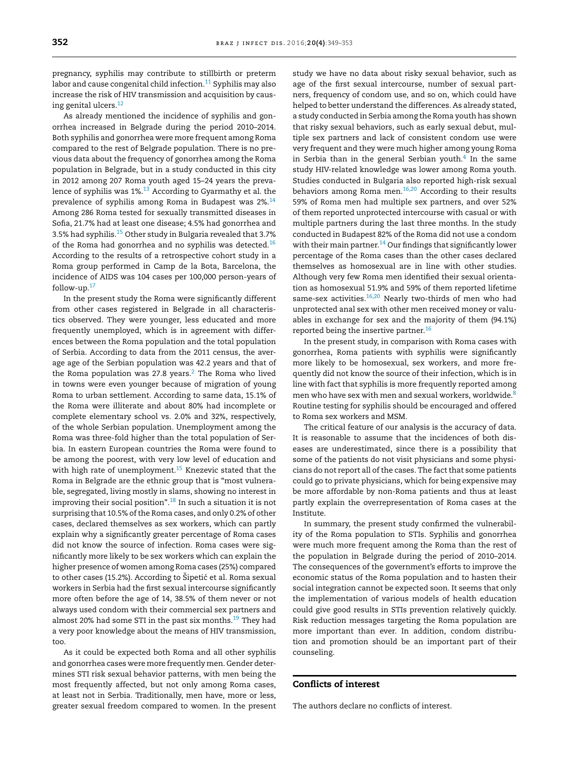pregnancy, syphilis may contribute to stillbirth or preterm labor and cause congenital child infection.[11] Syphilis may also increase the risk of HIV transmission and acquisition by causing genital ulcers.[12]

As already mentioned the incidence of syphilis and gonorrhea increased in Belgrade during the period 2010–2014. Both syphilis and gonorrhea were more frequent among Roma compared to the rest of Belgrade population. There is no previous data about the frequency of gonorrhea among the Roma population in Belgrade, but in a study conducted in this city in 2012 among 207 Roma youth aged 15–24 years the prevalence of syphilis was 1%.[13] According to Gyarmathy et al. the prevalence of syphilis among Roma in Budapest was 2%.[14] Among 286 Roma tested for sexually transmitted diseases in Sofia, 21.7% had at least one disease; 4.5% had gonorrhea and 3.5% had syphilis.[15] Other study in Bulgaria revealed that 3.7% of the Roma had gonorrhea and no syphilis was detected.[16] According to the results of a retrospective cohort study in a Roma group performed in Camp de la Bota, Barcelona, the incidence of AIDS was 104 cases per 100,000 person-years of follow-up.[17]

In the present study the Roma were significantly different from other cases registered in Belgrade in all characteristics observed. They were younger, less educated and more frequently unemployed, which is in agreement with differences between the Roma population and the total population of Serbia. According to data from the 2011 census, the average age of the Serbian population was 42.2 years and that of the Roma population was 27.8 years.[2] The Roma who lived in towns were even younger because of migration of young Roma to urban settlement. According to same data, 15.1% of the Roma were illiterate and about 80% had incomplete or complete elementary school vs. 2.0% and 32%, respectively, of the whole Serbian population. Unemployment among the Roma was three-fold higher than the total population of Serbia. In eastern European countries the Roma were found to be among the poorest, with very low level of education and with high rate of unemployment.[15] Knezevic stated that the Roma in Belgrade are the ethnic group that is "most vulnerable, segregated, living mostly in slams, showing no interest in improving their social position".[18] In such a situation it is not surprising that 10.5% of the Roma cases, and only 0.2% of other cases, declared themselves as sex workers, which can partly explain why a significantly greater percentage of Roma cases did not know the source of infection. Roma cases were significantly more likely to be sex workers which can explain the higher presence of women among Roma cases (25%) compared to other cases (15.2%). According to Šipetić et al. Roma sexual workers in Serbia had the first sexual intercourse significantly more often before the age of 14, 38.5% of them never or not always used condom with their commercial sex partners and almost 20% had some STI in the past six months.[19] They had a very poor knowledge about the means of HIV transmission, too.

As it could be expected both Roma and all other syphilis and gonorrhea cases were more frequently men. Gender determines STI risk sexual behavior patterns, with men being the most frequently affected, but not only among Roma cases, at least not in Serbia. Traditionally, men have, more or less, greater sexual freedom compared to women. In the present study we have no data about risky sexual behavior, such as age of the first sexual intercourse, number of sexual partners, frequency of condom use, and so on, which could have helped to better understand the differences. As already stated, a study conducted in Serbia among the Roma youth has shown that risky sexual behaviors, such as early sexual debut, multiple sex partners and lack of consistent condom use were very frequent and they were much higher among young Roma in Serbia than in the general Serbian youth.[4] In the same study HIV-related knowledge was lower among Roma youth. Studies conducted in Bulgaria also reported high-risk sexual behaviors among Roma men.[16,20] According to their results 59% of Roma men had multiple sex partners, and over 52% of them reported unprotected intercourse with casual or with multiple partners during the last three months. In the study conducted in Budapest 82% of the Roma did not use a condom with their main partner.[14] Our findings that significantly lower percentage of the Roma cases than the other cases declared themselves as homosexual are in line with other studies. Although very few Roma men identified their sexual orientation as homosexual 51.9% and 59% of them reported lifetime same-sex activities.[16,20] Nearly two-thirds of men who had unprotected anal sex with other men received money or valuables in exchange for sex and the majority of them (94.1%) reported being the insertive partner.[16]

In the present study, in comparison with Roma cases with gonorrhea, Roma patients with syphilis were significantly more likely to be homosexual, sex workers, and more frequently did not know the source of their infection, which is in line with fact that syphilis is more frequently reported among men who have sex with men and sexual workers, worldwide.[8] Routine testing for syphilis should be encouraged and offered to Roma sex workers and MSM.

The critical feature of our analysis is the accuracy of data. It is reasonable to assume that the incidences of both diseases are underestimated, since there is a possibility that some of the patients do not visit physicians and some physicians do not report all of the cases. The fact that some patients could go to private physicians, which for being expensive may be more affordable by non-Roma patients and thus at least partly explain the overrepresentation of Roma cases at the Institute.

In summary, the present study confirmed the vulnerability of the Roma population to STIs. Syphilis and gonorrhea were much more frequent among the Roma than the rest of the population in Belgrade during the period of 2010–2014. The consequences of the government's efforts to improve the economic status of the Roma population and to hasten their social integration cannot be expected soon. It seems that only the implementation of various models of health education could give good results in STIs prevention relatively quickly. Risk reduction messages targeting the Roma population are more important than ever. In addition, condom distribution and promotion should be an important part of their counseling.

## Conflicts of interest

The authors declare no conflicts of interest.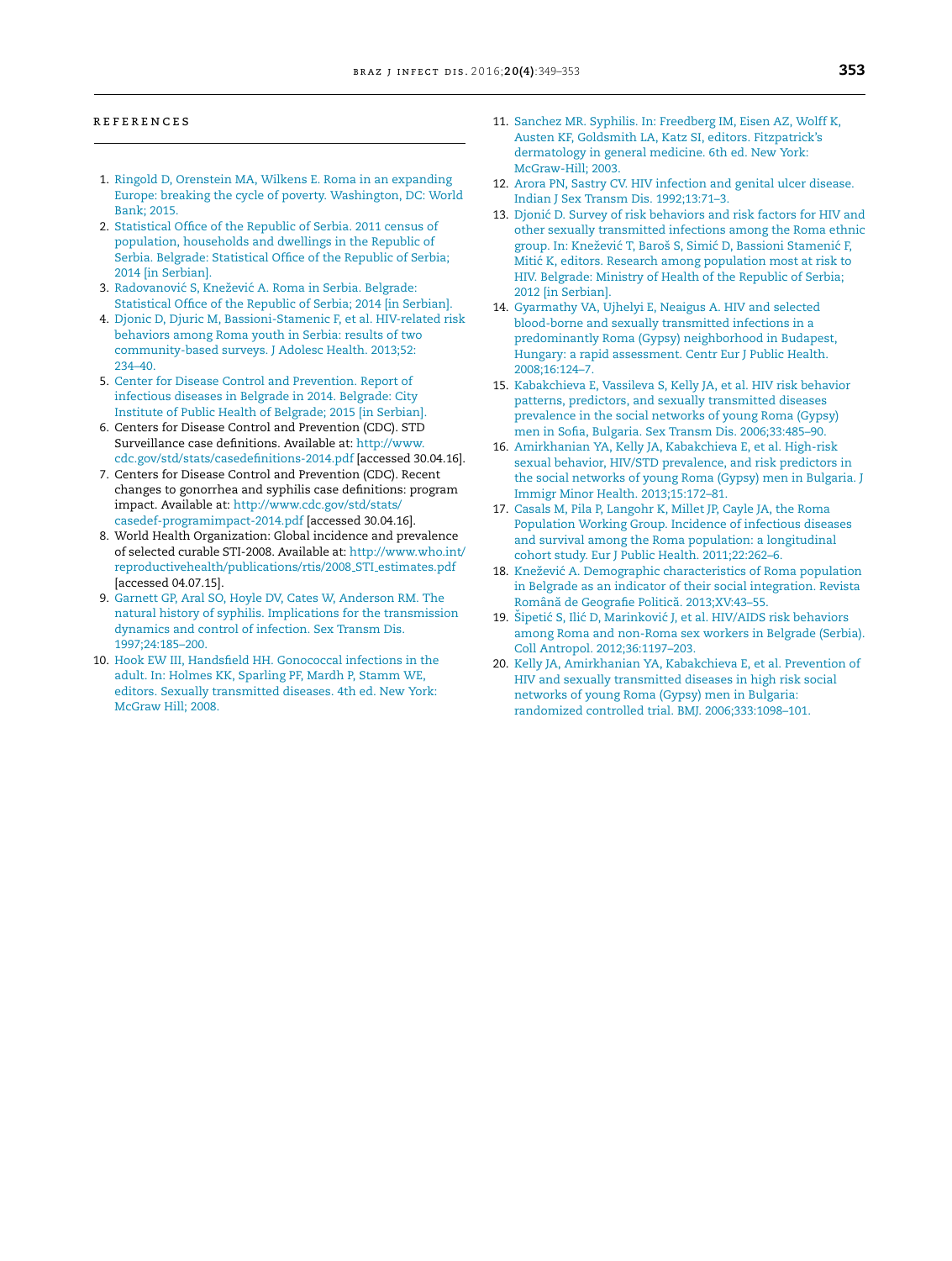## REFERENCES

1. Ringold D, Orenstein MA, Wilkens E. Roma in an expanding Europe: breaking the cycle of poverty. Washington, DC: World Bank; 2015.
2. Statistical Office of the Republic of Serbia. 2011 census of population, households and dwellings in the Republic of Serbia. Belgrade: Statistical Office of the Republic of Serbia; 2014 [in Serbian].
3. Radovanović S, Knežević A. Roma in Serbia. Belgrade: Statistical Office of the Republic of Serbia; 2014 [in Serbian].
4. Djonic D, Djuric M, Bassioni-Stamenic F, et al. HIV-related risk behaviors among Roma youth in Serbia: results of two community-based surveys. J Adolesc Health. 2013;52: 234–40.
5. Center for Disease Control and Prevention. Report of infectious diseases in Belgrade in 2014. Belgrade: City Institute of Public Health of Belgrade; 2015 [in Serbian].
6. Centers for Disease Control and Prevention (CDC). STD Surveillance case definitions. Available at: http://www.cdc.gov/std/stats/casedefinitions-2014.pdf [accessed 30.04.16].
7. Centers for Disease Control and Prevention (CDC). Recent changes to gonorrhea and syphilis case definitions: program impact. Available at: http://www.cdc.gov/std/stats/casedef-programimpact-2014.pdf [accessed 30.04.16].
8. World Health Organization: Global incidence and prevalence of selected curable STI-2008. Available at: http://www.who.int/reproductivehealth/publications/rtis/2008_STI_estimates.pdf [accessed 04.07.15].
9. Garnett GP, Aral SO, Hoyle DV, Cates W, Anderson RM. The natural history of syphilis. Implications for the transmission dynamics and control of infection. Sex Transm Dis. 1997;24:185–200.
10. Hook EW III, Handsfield HH. Gonococcal infections in the adult. In: Holmes KK, Sparling PF, Mardh P, Stamm WE, editors. Sexually transmitted diseases. 4th ed. New York: McGraw Hill; 2008.
11. Sanchez MR. Syphilis. In: Freedberg IM, Eisen AZ, Wolff K, Austen KF, Goldsmith LA, Katz SI, editors. Fitzpatrick's dermatology in general medicine. 6th ed. New York: McGraw-Hill; 2003.
12. Arora PN, Sastry CV. HIV infection and genital ulcer disease. Indian J Sex Transm Dis. 1992;13:71–3.
13. Djonić D. Survey of risk behaviors and risk factors for HIV and other sexually transmitted infections among the Roma ethnic group. In: Knežević T, Baroš S, Simić D, Bassioni Stamenić F, Mitić K, editors. Research among population most at risk to HIV. Belgrade: Ministry of Health of the Republic of Serbia; 2012 [in Serbian].
14. Gyarmathy VA, Ujhelyi E, Neaigus A. HIV and selected blood-borne and sexually transmitted infections in a predominantly Roma (Gypsy) neighborhood in Budapest, Hungary: a rapid assessment. Centr Eur J Public Health. 2008;16:124–7.
15. Kabakchieva E, Vassileva S, Kelly JA, et al. HIV risk behavior patterns, predictors, and sexually transmitted diseases prevalence in the social networks of young Roma (Gypsy) men in Sofia, Bulgaria. Sex Transm Dis. 2006;33:485–90.
16. Amirkhanian YA, Kelly JA, Kabakchieva E, et al. High-risk sexual behavior, HIV/STD prevalence, and risk predictors in the social networks of young Roma (Gypsy) men in Bulgaria. J Immigr Minor Health. 2013;15:172–81.
17. Casals M, Pila P, Langohr K, Millet JP, Cayle JA, the Roma Population Working Group. Incidence of infectious diseases and survival among the Roma population: a longitudinal cohort study. Eur J Public Health. 2011;22:262–6.
18. Knežević A. Demographic characteristics of Roma population in Belgrade as an indicator of their social integration. Revista Română de Geografie Politică. 2013;XV:43–55.
19. Šipetić S, Ilić D, Marinković J, et al. HIV/AIDS risk behaviors among Roma and non-Roma sex workers in Belgrade (Serbia). Coll Antropol. 2012;36:1197–203.
20. Kelly JA, Amirkhanian YA, Kabakchieva E, et al. Prevention of HIV and sexually transmitted diseases in high risk social networks of young Roma (Gypsy) men in Bulgaria: randomized controlled trial. BMJ. 2006;333:1098–101.